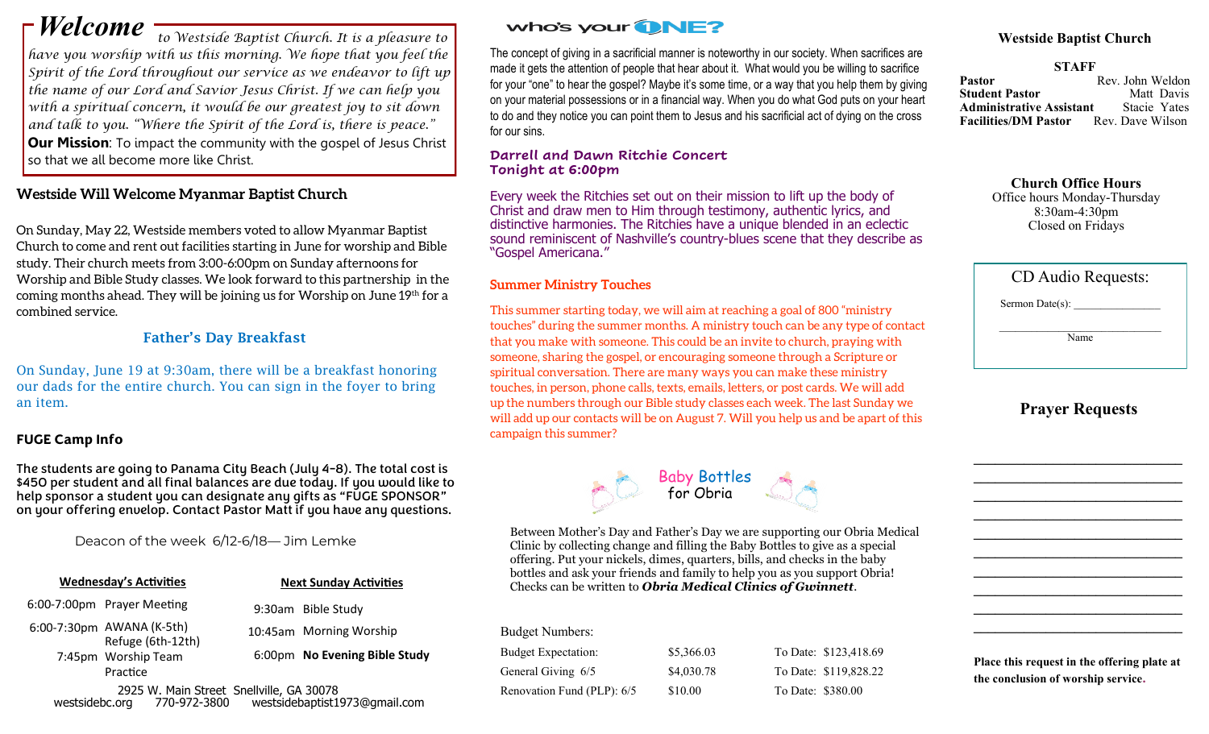# Welcome

*to Westside Baptist Church. It is a pleasure to have you worship with us this morning. We hope that you feel the Spirit of the Lord throughout our service as we endeavor to lift up the name of our Lord and Savior Jesus Christ. If we can help you with a spiritual concern, it would be our greatest joy to sit down and talk to you. "Where the Spirit of the Lord is, there is peace."*

**Our Mission**: To impact the community with the gospel of Jesus Christ so that we all become more like Christ.

## Westside Will Welcome Myanmar Baptist Church

On Sunday, May 22, Westside members voted to allow Myanmar Baptist Church to come and rent out facilities starting in June for worship and Bible study. Their church meets from 3:00-6:00pm on Sunday afternoons for Worship and Bible Study classes. We look forward to this partnership in the coming months ahead. They will be joining us for Worship on June 19th for a combined service.

## Father's Day Breakfast

On Sunday, June 19 at 9:30am, there will be a breakfast honoring our dads for the entire church. You can sign in the foyer to bring an item.

## FUGE Camp Info

The students are going to Panama City Beach (July 4-8). The total cost is $450 per student and all final balances are due today. If you would like to help sponsor a student you can designate any gifts as "FUGE SPONSOR" on your offering envelop. Contact Pastor Matt if you have any questions.

Deacon of the week 6/12-6/18— Jim Lemke

**Wednesday's Activities**

- 6:00-7:00pm Prayer Meeting
- 6:00-7:30pm AWANA (K-5th), Refuge (6th-12th)
- 7:45pm Worship Team Practice

**Next Sunday Activities**

- 9:30am Bible Study
- 10:45am Morning Worship
- 6:00pm **No Evening Bible Study**

2925 W. Main Street Snellville, GA 30078
westsidebc.org 770-972-3800 westsidebaptist1973@gmail.com

## who's your ONE?

The concept of giving in a sacrificial manner is noteworthy in our society. When sacrifices are made it gets the attention of people that hear about it. What would you be willing to sacrifice for your "one" to hear the gospel? Maybe it's some time, or a way that you help them by giving on your material possessions or in a financial way. When you do what God puts on your heart to do and they notice you can point them to Jesus and his sacrificial act of dying on the cross for our sins.

## Darrell and Dawn Ritchie Concert Tonight at 6:00pm

Every week the Ritchies set out on their mission to lift up the body of Christ and draw men to Him through testimony, authentic lyrics, and distinctive harmonies. The Ritchies have a unique blended in an eclectic sound reminiscent of Nashville's country-blues scene that they describe as "Gospel Americana."

## Summer Ministry Touches

This summer starting today, we will aim at reaching a goal of 800 "ministry touches" during the summer months. A ministry touch can be any type of contact that you make with someone. This could be an invite to church, praying with someone, sharing the gospel, or encouraging someone through a Scripture or spiritual conversation. There are many ways you can make these ministry touches, in person, phone calls, texts, emails, letters, or post cards. We will add up the numbers through our Bible study classes each week. The last Sunday we will add up our contacts will be on August 7. Will you help us and be apart of this campaign this summer?

## Baby Bottles for Obria

Between Mother's Day and Father's Day we are supporting our Obria Medical Clinic by collecting change and filling the Baby Bottles to give as a special offering. Put your nickels, dimes, quarters, bills, and checks in the baby bottles and ask your friends and family to help you as you support Obria! Checks can be written to ***Obria Medical Clinics of Gwinnett***.

**Budget Numbers:**

| | | |
|---|---|---|
| Budget Expectation: | $5,366.03 | To Date: $123,418.69 |
| General Giving 6/5 | $4,030.78 | To Date: $119,828.22 |
| Renovation Fund (PLP): 6/5 | $10.00 | To Date: $380.00 |

## Westside Baptist Church

**STAFF**

| | |
|---|---|
| **Pastor** | Rev. John Weldon |
| **Student Pastor** | Matt Davis |
| **Administrative Assistant** | Stacie Yates |
| **Facilities/DM Pastor** | Rev. Dave Wilson |

**Church Office Hours**
Office hours Monday-Thursday
8:30am-4:30pm
Closed on Fridays

## CD Audio Requests:

Sermon Date(s): _______________

_______________________________
Name

## Prayer Requests

_______________________________
_______________________________
_______________________________
_______________________________
_______________________________
_______________________________
_______________________________
_______________________________
_______________________________
_______________________________

**Place this request in the offering plate at the conclusion of worship service.**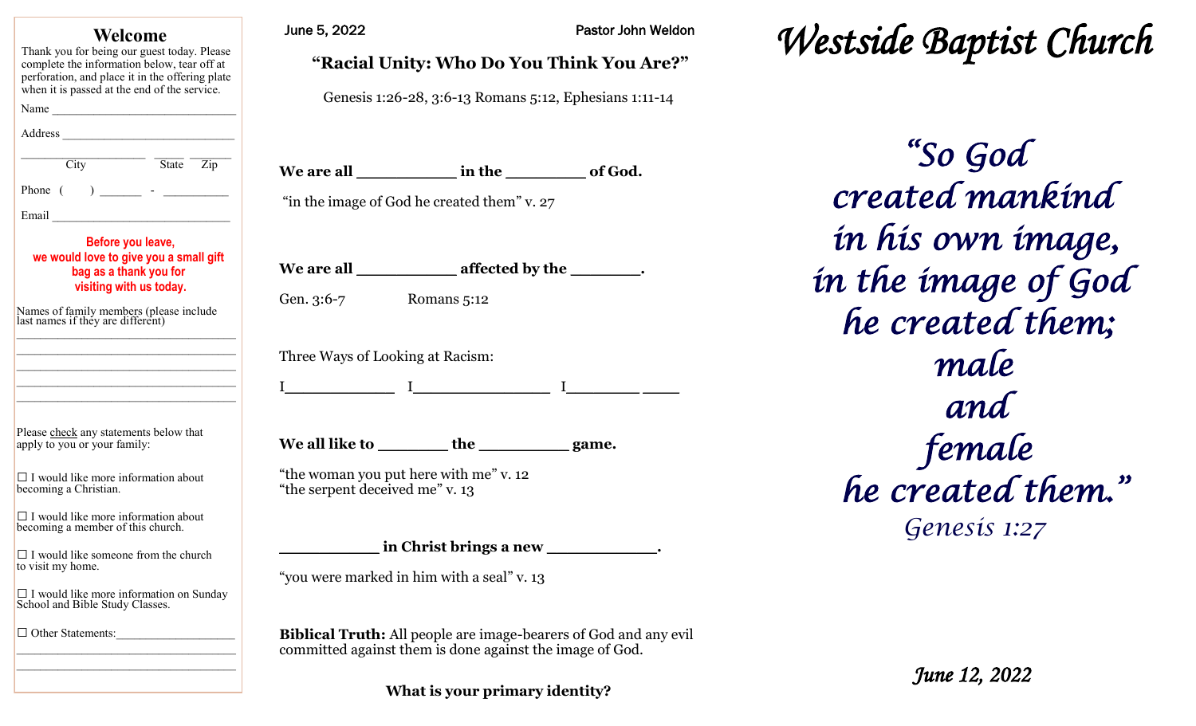## Welcome

Thank you for being our guest today. Please complete the information below, tear off at perforation, and place it in the offering plate when it is passed at the end of the service.

Name ____________________________

Address __________________________

__________________ _____ ______
City State Zip

Phone ( ) ______ - _________

Email ____________________________

**Before you leave, we would love to give you a small gift bag as a thank you for visiting with us today.**

Names of family members (please include last names if they are different)

_________________________________
_________________________________
_________________________________
_________________________________
_________________________________

Please check any statements below that apply to you or your family:

☐ I would like more information about becoming a Christian.

☐ I would like more information about becoming a member of this church.

☐ I would like someone from the church to visit my home.

☐ I would like more information on Sunday School and Bible Study Classes.

☐ Other Statements:__________________

_________________________________
_________________________________

June 5, 2022 Pastor John Weldon

### "Racial Unity: Who Do You Think You Are?"

Genesis 1:26-28, 3:6-13 Romans 5:12, Ephesians 1:11-14

**We are all ___________ in the _________ of God.**

"in the image of God he created them" v. 27

**We are all ___________ affected by the ________.**

Gen. 3:6-7 Romans 5:12

Three Ways of Looking at Racism:

I____________ I_______________ I________ ____

**We all like to ________ the __________ game.**

"the woman you put here with me" v. 12
"the serpent deceived me" v. 13

**___________ in Christ brings a new ____________.**

"you were marked in him with a seal" v. 13

**Biblical Truth:** All people are image-bearers of God and any evil committed against them is done against the image of God.

**What is your primary identity?**

# *Westside Baptist Church*

*"So God created mankind in his own image, in the image of God he created them; male and female he created them."*
*Genesis 1:27*

*June 12, 2022*